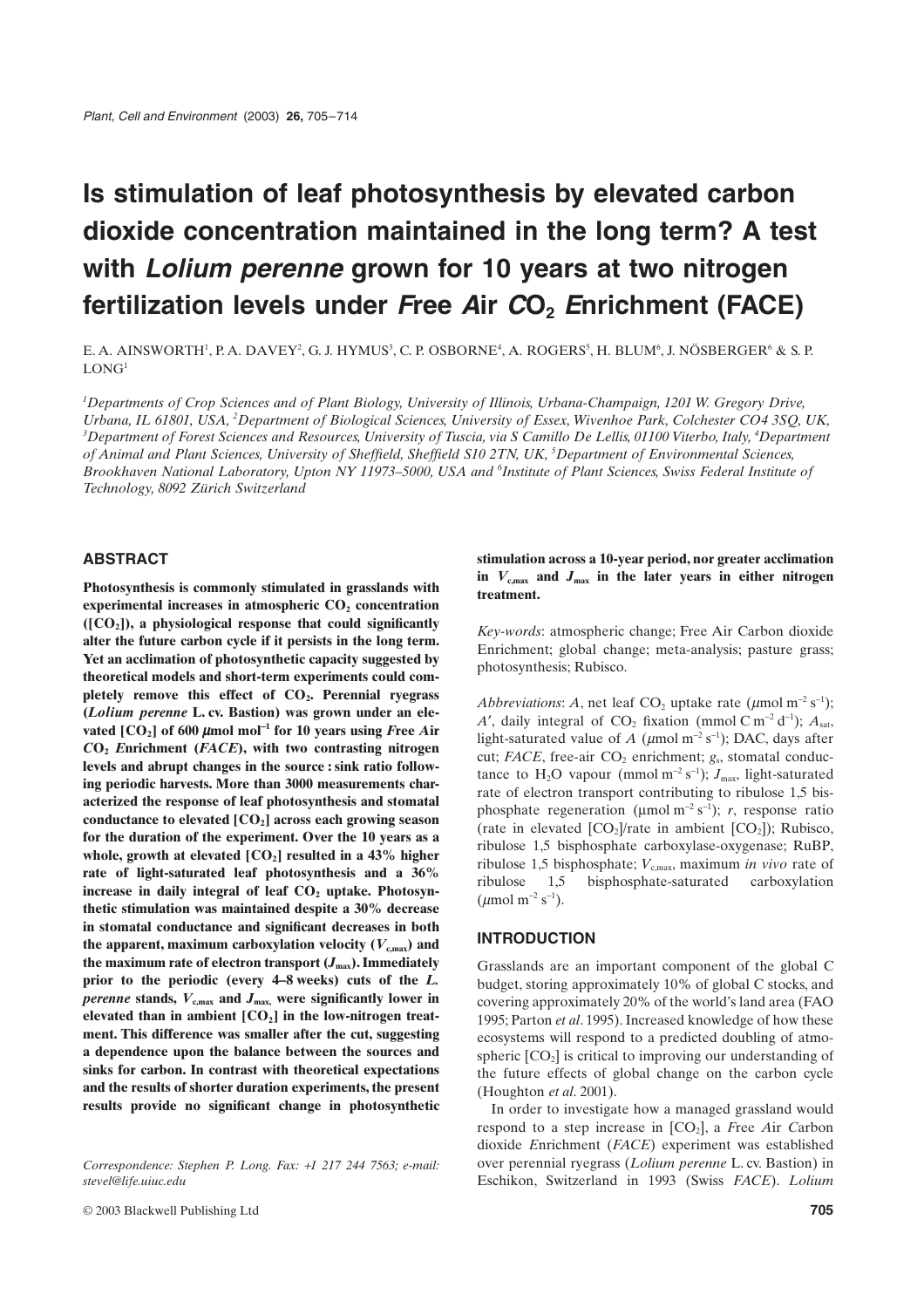# Is stimulation of leaf photosynthesis by elevated carbon dioxide concentration maintained in the long term? A test with *Lolium perenne* grown for 10 years at two nitrogen fertilization levels under *F*ree *A*ir *CO*$_2$ *E*nrichment (FACE)

E. A. AINSWORTH[1], P. A. DAVEY[2], G. J. HYMUS[3], C. P. OSBORNE[4], A. ROGERS[5], H. BLUM[6], J. NÖSBERGER[6] & S. P. LONG[1]

[1]*Departments of Crop Sciences and of Plant Biology, University of Illinois, Urbana-Champaign, 1201 W. Gregory Drive, Urbana, IL 61801, USA,* [2]*Department of Biological Sciences, University of Essex, Wivenhoe Park, Colchester CO4 3SQ, UK,* [3]*Department of Forest Sciences and Resources, University of Tuscia, via S Camillo De Lellis, 01100 Viterbo, Italy,* [4]*Department of Animal and Plant Sciences, University of Sheffield, Sheffield S10 2TN, UK,* [5]*Department of Environmental Sciences, Brookhaven National Laboratory, Upton NY 11973–5000, USA and* [6]*Institute of Plant Sciences, Swiss Federal Institute of Technology, 8092 Zürich Switzerland*

## ABSTRACT

**Photosynthesis is commonly stimulated in grasslands with experimental increases in atmospheric $CO_2$ concentration ([$CO_2$]), a physiological response that could significantly alter the future carbon cycle if it persists in the long term. Yet an acclimation of photosynthetic capacity suggested by theoretical models and short-term experiments could completely remove this effect of $CO_2$. Perennial ryegrass (*Lolium perenne* L. cv. Bastion) was grown under an elevated [$CO_2$] of 600 $\mu$mol mol$^{-1}$ for 10 years using *F*ree *A*ir *CO*$_2$ *E*nrichment (*FACE*), with two contrasting nitrogen levels and abrupt changes in the source : sink ratio following periodic harvests. More than 3000 measurements characterized the response of leaf photosynthesis and stomatal conductance to elevated [$CO_2$] across each growing season for the duration of the experiment. Over the 10 years as a whole, growth at elevated [$CO_2$] resulted in a 43% higher rate of light-saturated leaf photosynthesis and a 36% increase in daily integral of leaf $CO_2$ uptake. Photosynthetic stimulation was maintained despite a 30% decrease in stomatal conductance and significant decreases in both the apparent, maximum carboxylation velocity ($V_{c,max}$) and the maximum rate of electron transport ($J_{max}$). Immediately prior to the periodic (every 4–8 weeks) cuts of the *L. perenne* stands, $V_{c,max}$ and $J_{max}$ were significantly lower in elevated than in ambient [$CO_2$] in the low-nitrogen treatment. This difference was smaller after the cut, suggesting a dependence upon the balance between the sources and sinks for carbon. In contrast with theoretical expectations and the results of shorter duration experiments, the present results provide no significant change in photosynthetic stimulation across a 10-year period, nor greater acclimation in $V_{c,max}$ and $J_{max}$ in the later years in either nitrogen treatment.**

*Key-words*: atmospheric change; Free Air Carbon dioxide Enrichment; global change; meta-analysis; pasture grass; photosynthesis; Rubisco.

*Abbreviations*: $A$, net leaf $CO_2$ uptake rate ($\mu$mol m$^{-2}$ s$^{-1}$); $A'$, daily integral of $CO_2$ fixation (mmol C m$^{-2}$ d$^{-1}$); $A_{sat}$, light-saturated value of $A$ ($\mu$mol m$^{-2}$ s$^{-1}$); DAC, days after cut; *FACE*, free-air $CO_2$ enrichment; $g_s$, stomatal conductance to $H_2O$ vapour (mmol m$^{-2}$ s$^{-1}$); $J_{max}$, light-saturated rate of electron transport contributing to ribulose 1,5 bisphosphate regeneration ($\mu$mol m$^{-2}$ s$^{-1}$); $r$, response ratio (rate in elevated [$CO_2$]/rate in ambient [$CO_2$]); Rubisco, ribulose 1,5 bisphosphate carboxylase-oxygenase; RuBP, ribulose 1,5 bisphosphate; $V_{c,max}$, maximum *in vivo* rate of ribulose 1,5 bisphosphate-saturated carboxylation ($\mu$mol m$^{-2}$ s$^{-1}$).

*Correspondence*: Stephen P. Long. Fax: +1 217 244 7563; e-mail: stevel@life.uiuc.edu

## INTRODUCTION

Grasslands are an important component of the global C budget, storing approximately 10% of global C stocks, and covering approximately 20% of the world's land area (FAO 1995; Parton *et al*. 1995). Increased knowledge of how these ecosystems will respond to a predicted doubling of atmospheric [$CO_2$] is critical to improving our understanding of the future effects of global change on the carbon cycle (Houghton *et al*. 2001).

In order to investigate how a managed grassland would respond to a step increase in [$CO_2$], a *F*ree *A*ir *C*arbon dioxide *E*nrichment (*FACE*) experiment was established over perennial ryegrass (*Lolium perenne* L. cv. Bastion) in Eschikon, Switzerland in 1993 (Swiss *FACE*). *Lolium*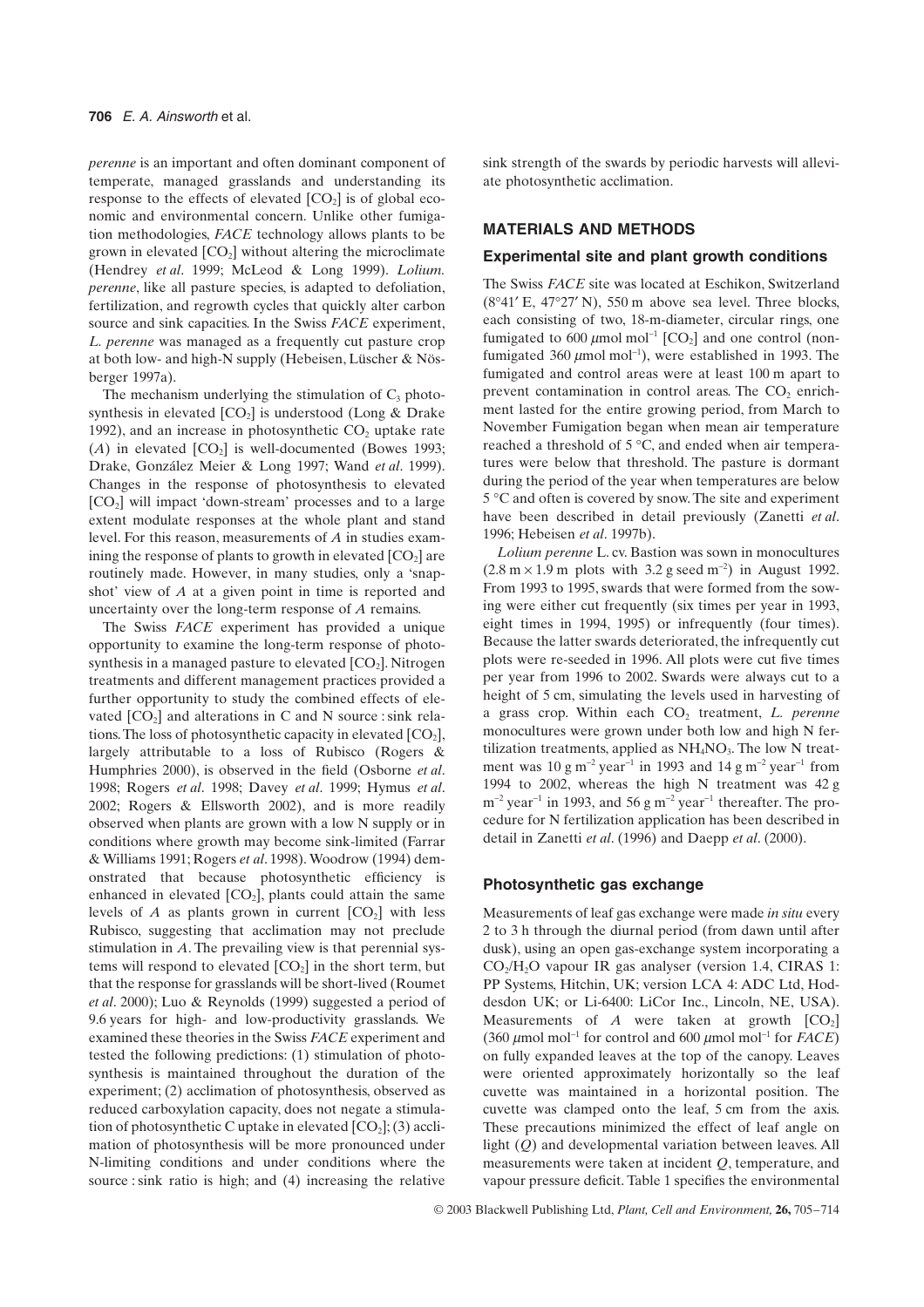*perenne* is an important and often dominant component of temperate, managed grasslands and understanding its response to the effects of elevated [$CO_2$] is of global economic and environmental concern. Unlike other fumigation methodologies, *FACE* technology allows plants to be grown in elevated [$CO_2$] without altering the microclimate (Hendrey *et al*. 1999; McLeod & Long 1999). *Lolium. perenne*, like all pasture species, is adapted to defoliation, fertilization, and regrowth cycles that quickly alter carbon source and sink capacities. In the Swiss *FACE* experiment, *L. perenne* was managed as a frequently cut pasture crop at both low- and high-N supply (Hebeisen, Lüscher & Nösberger 1997a).

The mechanism underlying the stimulation of $C_3$ photosynthesis in elevated [$CO_2$] is understood (Long & Drake 1992), and an increase in photosynthetic $CO_2$ uptake rate ($A$) in elevated [$CO_2$] is well-documented (Bowes 1993; Drake, González Meier & Long 1997; Wand *et al*. 1999). Changes in the response of photosynthesis to elevated [$CO_2$] will impact 'down-stream' processes and to a large extent modulate responses at the whole plant and stand level. For this reason, measurements of $A$ in studies examining the response of plants to growth in elevated [$CO_2$] are routinely made. However, in many studies, only a 'snapshot' view of $A$ at a given point in time is reported and uncertainty over the long-term response of $A$ remains.

The Swiss *FACE* experiment has provided a unique opportunity to examine the long-term response of photosynthesis in a managed pasture to elevated [$CO_2$]. Nitrogen treatments and different management practices provided a further opportunity to study the combined effects of elevated [$CO_2$] and alterations in C and N source : sink relations. The loss of photosynthetic capacity in elevated [$CO_2$], largely attributable to a loss of Rubisco (Rogers & Humphries 2000), is observed in the field (Osborne *et al*. 1998; Rogers *et al*. 1998; Davey *et al*. 1999; Hymus *et al*. 2002; Rogers & Ellsworth 2002), and is more readily observed when plants are grown with a low N supply or in conditions where growth may become sink-limited (Farrar & Williams 1991; Rogers *et al*. 1998). Woodrow (1994) demonstrated that because photosynthetic efficiency is enhanced in elevated [$CO_2$], plants could attain the same levels of $A$ as plants grown in current [$CO_2$] with less Rubisco, suggesting that acclimation may not preclude stimulation in $A$. The prevailing view is that perennial systems will respond to elevated [$CO_2$] in the short term, but that the response for grasslands will be short-lived (Roumet *et al*. 2000); Luo & Reynolds (1999) suggested a period of 9.6 years for high- and low-productivity grasslands. We examined these theories in the Swiss *FACE* experiment and tested the following predictions: (1) stimulation of photosynthesis is maintained throughout the duration of the experiment; (2) acclimation of photosynthesis, observed as reduced carboxylation capacity, does not negate a stimulation of photosynthetic C uptake in elevated [$CO_2$]; (3) acclimation of photosynthesis will be more pronounced under N-limiting conditions and under conditions where the source : sink ratio is high; and (4) increasing the relative sink strength of the swards by periodic harvests will alleviate photosynthetic acclimation.

## MATERIALS AND METHODS

### Experimental site and plant growth conditions

The Swiss *FACE* site was located at Eschikon, Switzerland (8°41′ E, 47°27′ N), 550 m above sea level. Three blocks, each consisting of two, 18-m-diameter, circular rings, one fumigated to 600 $\mu$mol mol$^{-1}$ [$CO_2$] and one control (non-fumigated 360 $\mu$mol mol$^{-1}$), were established in 1993. The fumigated and control areas were at least 100 m apart to prevent contamination in control areas. The $CO_2$ enrichment lasted for the entire growing period, from March to November Fumigation began when mean air temperature reached a threshold of 5 °C, and ended when air temperatures were below that threshold. The pasture is dormant during the period of the year when temperatures are below 5 °C and often is covered by snow. The site and experiment have been described in detail previously (Zanetti *et al*. 1996; Hebeisen *et al*. 1997b).

*Lolium perenne* L. cv. Bastion was sown in monocultures (2.8 m × 1.9 m plots with 3.2 g seed m$^{-2}$) in August 1992. From 1993 to 1995, swards that were formed from the sowing were either cut frequently (six times per year in 1993, eight times in 1994, 1995) or infrequently (four times). Because the latter swards deteriorated, the infrequently cut plots were re-seeded in 1996. All plots were cut five times per year from 1996 to 2002. Swards were always cut to a height of 5 cm, simulating the levels used in harvesting of a grass crop. Within each $CO_2$ treatment, *L. perenne* monocultures were grown under both low and high N fertilization treatments, applied as $NH_4NO_3$. The low N treatment was 10 g m$^{-2}$ year$^{-1}$ in 1993 and 14 g m$^{-2}$ year$^{-1}$ from 1994 to 2002, whereas the high N treatment was 42 g m$^{-2}$ year$^{-1}$ in 1993, and 56 g m$^{-2}$ year$^{-1}$ thereafter. The procedure for N fertilization application has been described in detail in Zanetti *et al*. (1996) and Daepp *et al*. (2000).

### Photosynthetic gas exchange

Measurements of leaf gas exchange were made *in situ* every 2 to 3 h through the diurnal period (from dawn until after dusk), using an open gas-exchange system incorporating a $CO_2$/$H_2O$ vapour IR gas analyser (version 1.4, CIRAS 1: PP Systems, Hitchin, UK; version LCA 4: ADC Ltd, Hoddesdon UK; or Li-6400: LiCor Inc., Lincoln, NE, USA). Measurements of $A$ were taken at growth [$CO_2$] (360 $\mu$mol mol$^{-1}$ for control and 600 $\mu$mol mol$^{-1}$ for *FACE*) on fully expanded leaves at the top of the canopy. Leaves were oriented approximately horizontally so the leaf cuvette was maintained in a horizontal position. The cuvette was clamped onto the leaf, 5 cm from the axis. These precautions minimized the effect of leaf angle on light ($Q$) and developmental variation between leaves. All measurements were taken at incident $Q$, temperature, and vapour pressure deficit. Table 1 specifies the environmental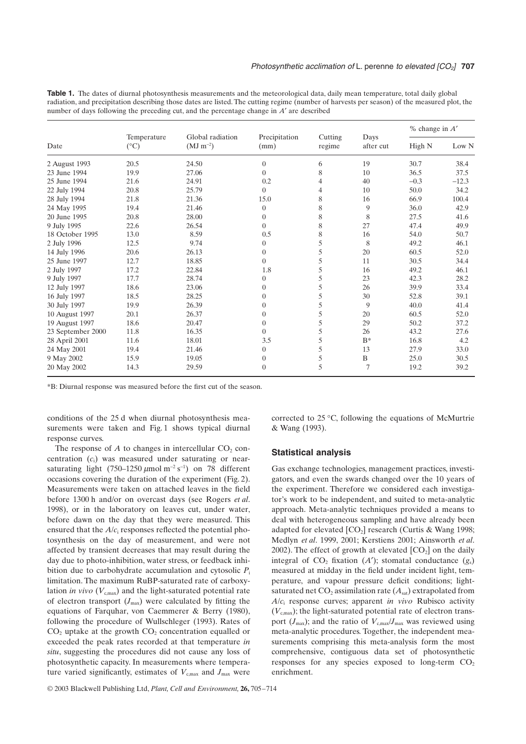**Table 1.** The dates of diurnal photosynthesis measurements and the meteorological data, daily mean temperature, total daily global radiation, and precipitation describing those dates are listed. The cutting regime (number of harvests per season) of the measured plot, the number of days following the preceding cut, and the percentage change in $A'$ are described

| Date | Temperature (°C) | Global radiation ($MJ\ m^{-2}$) | Precipitation (mm) | Cutting regime | Days after cut | % change in $A'$ | |
|---|---|---|---|---|---|---|---|
| | | | | | | High N | Low N |
| 2 August 1993 | 20.5 | 24.50 | 0 | 6 | 19 | 30.7 | 38.4 |
| 23 June 1994 | 19.9 | 27.06 | 0 | 8 | 10 | 36.5 | 37.5 |
| 25 June 1994 | 21.6 | 24.91 | 0.2 | 4 | 40 | −0.3 | −12.3 |
| 22 July 1994 | 20.8 | 25.79 | 0 | 4 | 10 | 50.0 | 34.2 |
| 28 July 1994 | 21.8 | 21.36 | 15.0 | 8 | 16 | 66.9 | 100.4 |
| 24 May 1995 | 19.4 | 21.46 | 0 | 8 | 9 | 36.0 | 42.9 |
| 20 June 1995 | 20.8 | 28.00 | 0 | 8 | 8 | 27.5 | 41.6 |
| 9 July 1995 | 22.6 | 26.54 | 0 | 8 | 27 | 47.4 | 49.9 |
| 18 October 1995 | 13.0 | 8.59 | 0.5 | 8 | 16 | 54.0 | 50.7 |
| 2 July 1996 | 12.5 | 9.74 | 0 | 5 | 8 | 49.2 | 46.1 |
| 14 July 1996 | 20.6 | 26.13 | 0 | 5 | 20 | 60.5 | 52.0 |
| 25 June 1997 | 12.7 | 18.85 | 0 | 5 | 11 | 30.5 | 34.4 |
| 2 July 1997 | 17.2 | 22.84 | 1.8 | 5 | 16 | 49.2 | 46.1 |
| 9 July 1997 | 17.7 | 28.74 | 0 | 5 | 23 | 42.3 | 28.2 |
| 12 July 1997 | 18.6 | 23.06 | 0 | 5 | 26 | 39.9 | 33.4 |
| 16 July 1997 | 18.5 | 28.25 | 0 | 5 | 30 | 52.8 | 39.1 |
| 30 July 1997 | 19.9 | 26.39 | 0 | 5 | 9 | 40.0 | 41.4 |
| 10 August 1997 | 20.1 | 26.37 | 0 | 5 | 20 | 60.5 | 52.0 |
| 19 August 1997 | 18.6 | 20.47 | 0 | 5 | 29 | 50.2 | 37.2 |
| 23 September 2000 | 11.8 | 16.35 | 0 | 5 | 26 | 43.2 | 27.6 |
| 28 April 2001 | 11.6 | 18.01 | 3.5 | 5 | B* | 16.8 | 4.2 |
| 24 May 2001 | 19.4 | 21.46 | 0 | 5 | 13 | 27.9 | 33.0 |
| 9 May 2002 | 15.9 | 19.05 | 0 | 5 | B | 25.0 | 30.5 |
| 20 May 2002 | 14.3 | 29.59 | 0 | 5 | 7 | 19.2 | 39.2 |

*B: Diurnal response was measured before the first cut of the season.

conditions of the 25 d when diurnal photosynthesis measurements were taken and Fig. 1 shows typical diurnal response curves.

The response of $A$ to changes in intercellular $CO_2$ concentration ($c_i$) was measured under saturating or near-saturating light (750–1250 $\mu mol\ m^{-2}\ s^{-1}$) on 78 different occasions covering the duration of the experiment (Fig. 2). Measurements were taken on attached leaves in the field before 1300 h and/or on overcast days (see Rogers *et al*. 1998), or in the laboratory on leaves cut, under water, before dawn on the day that they were measured. This ensured that the $A/c_i$ responses reflected the potential photosynthesis on the day of measurement, and were not affected by transient decreases that may result during the day due to photo-inhibition, water stress, or feedback inhibition due to carbohydrate accumulation and cytosolic $P_i$ limitation. The maximum RuBP-saturated rate of carboxylation *in vivo* ($V_{c,max}$) and the light-saturated potential rate of electron transport ($J_{max}$) were calculated by fitting the equations of Farquhar, von Caemmerer & Berry (1980), following the procedure of Wullschleger (1993). Rates of $CO_2$ uptake at the growth $CO_2$ concentration equalled or exceeded the peak rates recorded at that temperature *in situ*, suggesting the procedures did not cause any loss of photosynthetic capacity. In measurements where temperature varied significantly, estimates of $V_{c,max}$ and $J_{max}$ were corrected to 25 °C, following the equations of McMurtrie & Wang (1993).

## Statistical analysis

Gas exchange technologies, management practices, investigators, and even the swards changed over the 10 years of the experiment. Therefore we considered each investigator's work to be independent, and suited to meta-analytic approach. Meta-analytic techniques provided a means to deal with heterogeneous sampling and have already been adapted for elevated [$CO_2$] research (Curtis & Wang 1998; Medlyn *et al*. 1999, 2001; Kerstiens 2001; Ainsworth *et al*. 2002). The effect of growth at elevated [$CO_2$] on the daily integral of $CO_2$ fixation ($A'$); stomatal conductance ($g_s$) measured at midday in the field under incident light, temperature, and vapour pressure deficit conditions; light-saturated net $CO_2$ assimilation rate ($A_{sat}$) extrapolated from $A/c_i$ response curves; apparent *in vivo* Rubisco activity ($V_{c,max}$); the light-saturated potential rate of electron transport ($J_{max}$); and the ratio of $V_{c,max}/J_{max}$ was reviewed using meta-analytic procedures. Together, the independent measurements comprising this meta-analysis form the most comprehensive, contiguous data set of photosynthetic responses for any species exposed to long-term $CO_2$ enrichment.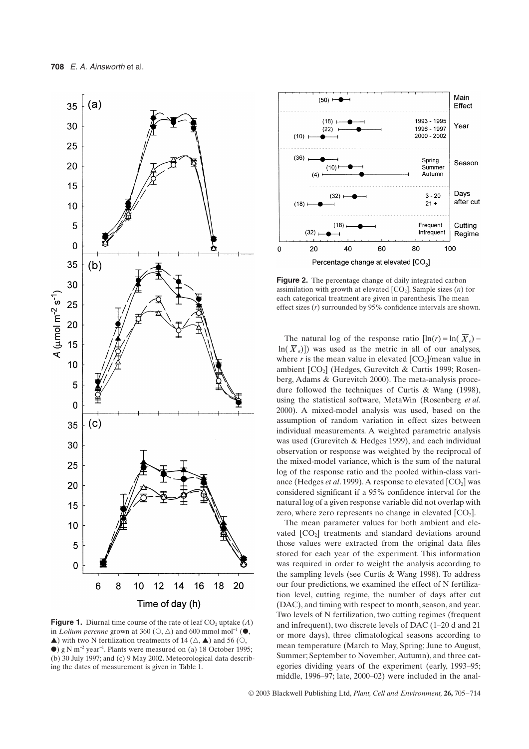**Figure 1.** Diurnal time course of the rate of leaf $CO_2$ uptake ($A$) in *Lolium perenne* grown at 360 (○, △) and 600 mmol mol$^{-1}$ (●, ▲) with two N fertilization treatments of 14 (△, ▲) and 56 (○, ●) g N m$^{-2}$ year$^{-1}$. Plants were measured on (a) 18 October 1995; (b) 30 July 1997; and (c) 9 May 2002. Meteorological data describing the dates of measurement is given in Table 1.

**Figure 2.** The percentage change of daily integrated carbon assimilation with growth at elevated [$CO_2$]. Sample sizes ($n$) for each categorical treatment are given in parenthesis. The mean effect sizes ($r$) surrounded by 95% confidence intervals are shown.

The natural log of the response ratio [$\ln(r) = \ln(\overline{X}_e) - \ln(\overline{X}_a)$]) was used as the metric in all of our analyses, where $r$ is the mean value in elevated [$CO_2$]/mean value in ambient [$CO_2$] (Hedges, Gurevitch & Curtis 1999; Rosenberg, Adams & Gurevitch 2000). The meta-analysis procedure followed the techniques of Curtis & Wang (1998), using the statistical software, MetaWin (Rosenberg *et al*. 2000). A mixed-model analysis was used, based on the assumption of random variation in effect sizes between individual measurements. A weighted parametric analysis was used (Gurevitch & Hedges 1999), and each individual observation or response was weighted by the reciprocal of the mixed-model variance, which is the sum of the natural log of the response ratio and the pooled within-class variance (Hedges *et al*. 1999). A response to elevated [$CO_2$] was considered significant if a 95% confidence interval for the natural log of a given response variable did not overlap with zero, where zero represents no change in elevated [$CO_2$].

The mean parameter values for both ambient and elevated [$CO_2$] treatments and standard deviations around those values were extracted from the original data files stored for each year of the experiment. This information was required in order to weight the analysis according to the sampling levels (see Curtis & Wang 1998). To address our four predictions, we examined the effect of N fertilization level, cutting regime, the number of days after cut (DAC), and timing with respect to month, season, and year. Two levels of N fertilization, two cutting regimes (frequent and infrequent), two discrete levels of DAC (1–20 d and 21 or more days), three climatological seasons according to mean temperature (March to May, Spring; June to August, Summer; September to November, Autumn), and three categories dividing years of the experiment (early, 1993–95; middle, 1996–97; late, 2000–02) were included in the anal-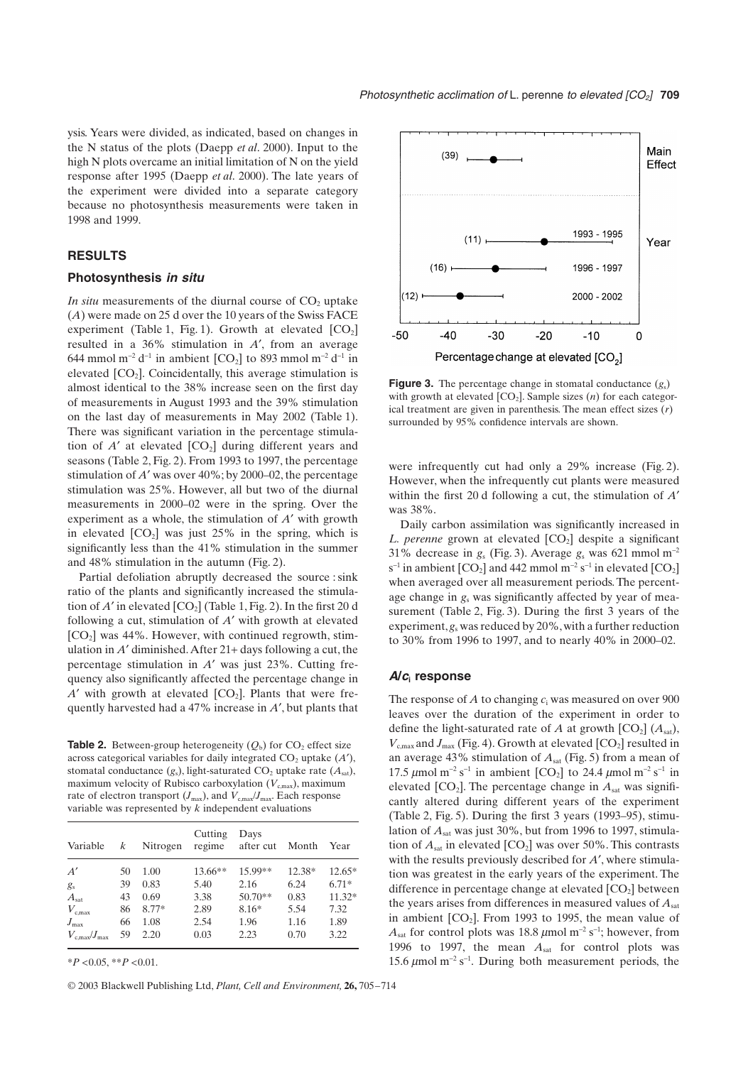ysis. Years were divided, as indicated, based on changes in the N status of the plots (Daepp *et al*. 2000). Input to the high N plots overcame an initial limitation of N on the yield response after 1995 (Daepp *et al*. 2000). The late years of the experiment were divided into a separate category because no photosynthesis measurements were taken in 1998 and 1999.

## RESULTS

### Photosynthesis *in situ*

*In situ* measurements of the diurnal course of $CO_2$ uptake ($A$) were made on 25 d over the 10 years of the Swiss FACE experiment (Table 1, Fig. 1). Growth at elevated [$CO_2$] resulted in a 36% stimulation in $A'$, from an average 644 mmol $m^{-2}$ $d^{-1}$ in ambient [$CO_2$] to 893 mmol $m^{-2}$ $d^{-1}$ in elevated [$CO_2$]. Coincidentally, this average stimulation is almost identical to the 38% increase seen on the first day of measurements in August 1993 and the 39% stimulation on the last day of measurements in May 2002 (Table 1). There was significant variation in the percentage stimulation of $A'$ at elevated [$CO_2$] during different years and seasons (Table 2, Fig. 2). From 1993 to 1997, the percentage stimulation of $A'$ was over 40%; by 2000–02, the percentage stimulation was 25%. However, all but two of the diurnal measurements in 2000–02 were in the spring. Over the experiment as a whole, the stimulation of $A'$ with growth in elevated [$CO_2$] was just 25% in the spring, which is significantly less than the 41% stimulation in the summer and 48% stimulation in the autumn (Fig. 2).

Partial defoliation abruptly decreased the source : sink ratio of the plants and significantly increased the stimulation of $A'$ in elevated [$CO_2$] (Table 1, Fig. 2). In the first 20 d following a cut, stimulation of $A'$ with growth at elevated [$CO_2$] was 44%. However, with continued regrowth, stimulation in $A'$ diminished. After 21+ days following a cut, the percentage stimulation in $A'$ was just 23%. Cutting frequency also significantly affected the percentage change in $A'$ with growth at elevated [$CO_2$]. Plants that were frequently harvested had a 47% increase in $A'$, but plants that were infrequently cut had only a 29% increase (Fig. 2). However, when the infrequently cut plants were measured within the first 20 d following a cut, the stimulation of $A'$ was 38%.

**Table 2.** Between-group heterogeneity ($Q_b$) for $CO_2$ effect size across categorical variables for daily integrated $CO_2$ uptake ($A'$), stomatal conductance ($g_s$), light-saturated $CO_2$ uptake rate ($A_{sat}$), maximum velocity of Rubisco carboxylation ($V_{c,max}$), maximum rate of electron transport ($J_{max}$), and $V_{c,max}/J_{max}$. Each response variable was represented by $k$ independent evaluations

| Variable | $k$ | Nitrogen | Cutting regime | Days after cut | Month | Year |
|---|---|---|---|---|---|---|
| $A'$ | 50 | 1.00 | 13.66** | 15.99** | 12.38* | 12.65* |
| $g_s$ | 39 | 0.83 | 5.40 | 2.16 | 6.24 | 6.71* |
| $A_{sat}$ | 43 | 0.69 | 3.38 | 50.70** | 0.83 | 11.32* |
| $V_{c,max}$ | 86 | 8.77* | 2.89 | 8.16* | 5.54 | 7.32 |
| $J_{max}$ | 66 | 1.08 | 2.54 | 1.96 | 1.16 | 1.89 |
| $V_{c,max}/J_{max}$ | 59 | 2.20 | 0.03 | 2.23 | 0.70 | 3.22 |

*$P$ <0.05, **$P$ <0.01.

**Figure 3.** The percentage change in stomatal conductance ($g_s$) with growth at elevated [$CO_2$]. Sample sizes ($n$) for each categorical treatment are given in parenthesis. The mean effect sizes ($r$) surrounded by 95% confidence intervals are shown.

Daily carbon assimilation was significantly increased in *L. perenne* grown at elevated [$CO_2$] despite a significant 31% decrease in $g_s$ (Fig. 3). Average $g_s$ was 621 mmol $m^{-2}$ $s^{-1}$ in ambient [$CO_2$] and 442 mmol $m^{-2}$ $s^{-1}$ in elevated [$CO_2$] when averaged over all measurement periods. The percentage change in $g_s$ was significantly affected by year of measurement (Table 2, Fig. 3). During the first 3 years of the experiment, $g_s$ was reduced by 20%, with a further reduction to 30% from 1996 to 1997, and to nearly 40% in 2000–02.

### $A/c_i$ response

The response of $A$ to changing $c_i$ was measured on over 900 leaves over the duration of the experiment in order to define the light-saturated rate of $A$ at growth [$CO_2$] ($A_{sat}$), $V_{c,max}$ and $J_{max}$ (Fig. 4). Growth at elevated [$CO_2$] resulted in an average 43% stimulation of $A_{sat}$ (Fig. 5) from a mean of 17.5 $\mu$mol $m^{-2}$ $s^{-1}$ in ambient [$CO_2$] to 24.4 $\mu$mol $m^{-2}$ $s^{-1}$ in elevated [$CO_2$]. The percentage change in $A_{sat}$ was significantly altered during different years of the experiment (Table 2, Fig. 5). During the first 3 years (1993–95), stimulation of $A_{sat}$ was just 30%, but from 1996 to 1997, stimulation of $A_{sat}$ in elevated [$CO_2$] was over 50%. This contrasts with the results previously described for $A'$, where stimulation was greatest in the early years of the experiment. The difference in percentage change at elevated [$CO_2$] between the years arises from differences in measured values of $A_{sat}$ in ambient [$CO_2$]. From 1993 to 1995, the mean value of $A_{sat}$ for control plots was 18.8 $\mu$mol $m^{-2}$ $s^{-1}$; however, from 1996 to 1997, the mean $A_{sat}$ for control plots was 15.6 $\mu$mol $m^{-2}$ $s^{-1}$. During both measurement periods, the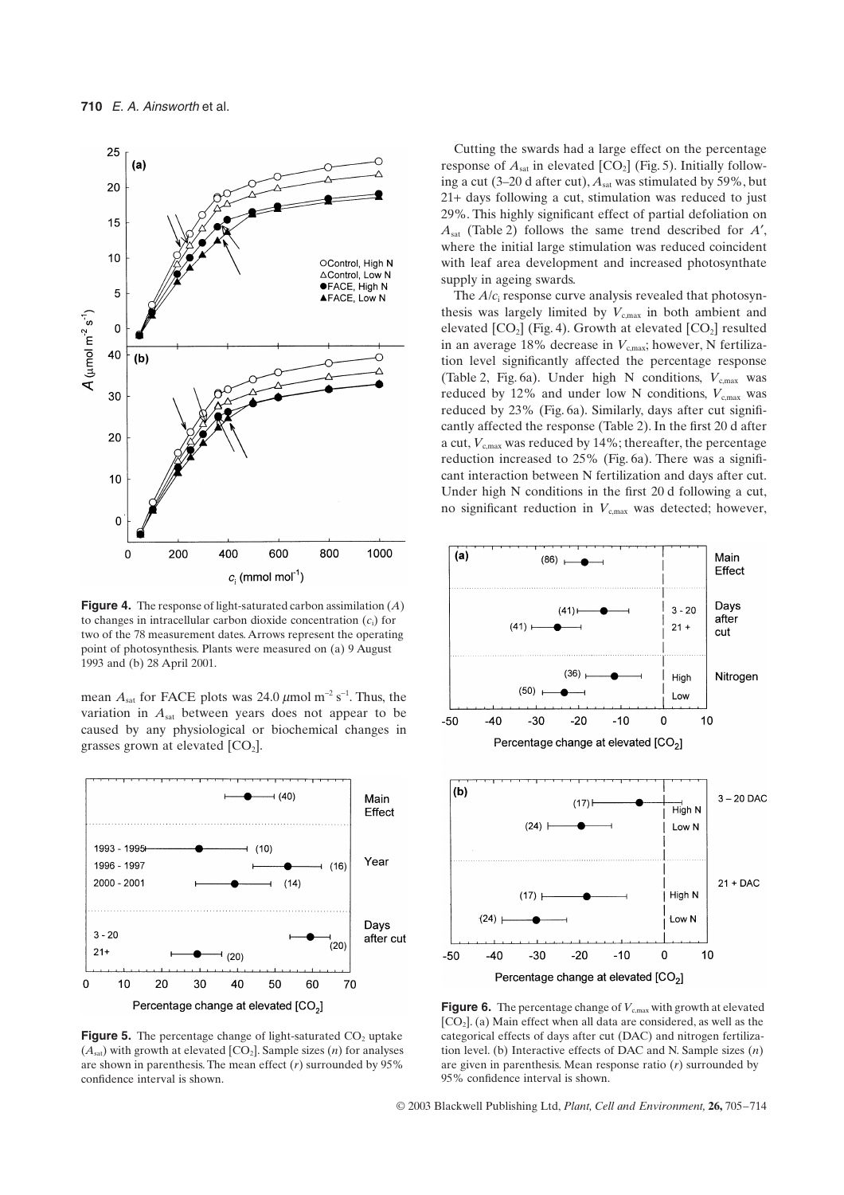**Figure 4.** The response of light-saturated carbon assimilation ($A$) to changes in intracellular carbon dioxide concentration ($c_i$) for two of the 78 measurement dates. Arrows represent the operating point of photosynthesis. Plants were measured on (a) 9 August 1993 and (b) 28 April 2001.

mean $A_{sat}$ for FACE plots was 24.0 $\mu$mol m$^{-2}$ s$^{-1}$. Thus, the variation in $A_{sat}$ between years does not appear to be caused by any physiological or biochemical changes in grasses grown at elevated [$CO_2$].

**Figure 5.** The percentage change of light-saturated $CO_2$ uptake ($A_{sat}$) with growth at elevated [$CO_2$]. Sample sizes ($n$) for analyses are shown in parenthesis. The mean effect ($r$) surrounded by 95% confidence interval is shown.

Cutting the swards had a large effect on the percentage response of $A_{sat}$ in elevated [$CO_2$] (Fig. 5). Initially following a cut (3–20 d after cut), $A_{sat}$ was stimulated by 59%, but 21+ days following a cut, stimulation was reduced to just 29%. This highly significant effect of partial defoliation on $A_{sat}$ (Table 2) follows the same trend described for $A'$, where the initial large stimulation was reduced coincident with leaf area development and increased photosynthate supply in ageing swards.

The $A/c_i$ response curve analysis revealed that photosynthesis was largely limited by $V_{c,max}$ in both ambient and elevated [$CO_2$] (Fig. 4). Growth at elevated [$CO_2$] resulted in an average 18% decrease in $V_{c,max}$; however, N fertilization level significantly affected the percentage response (Table 2, Fig. 6a). Under high N conditions, $V_{c,max}$ was reduced by 12% and under low N conditions, $V_{c,max}$ was reduced by 23% (Fig. 6a). Similarly, days after cut significantly affected the response (Table 2). In the first 20 d after a cut, $V_{c,max}$ was reduced by 14%; thereafter, the percentage reduction increased to 25% (Fig. 6a). There was a significant interaction between N fertilization and days after cut. Under high N conditions in the first 20 d following a cut, no significant reduction in $V_{c,max}$ was detected; however,

**Figure 6.** The percentage change of $V_{c,max}$ with growth at elevated [$CO_2$]. (a) Main effect when all data are considered, as well as the categorical effects of days after cut (DAC) and nitrogen fertilization level. (b) Interactive effects of DAC and N. Sample sizes ($n$) are given in parenthesis. Mean response ratio ($r$) surrounded by 95% confidence interval is shown.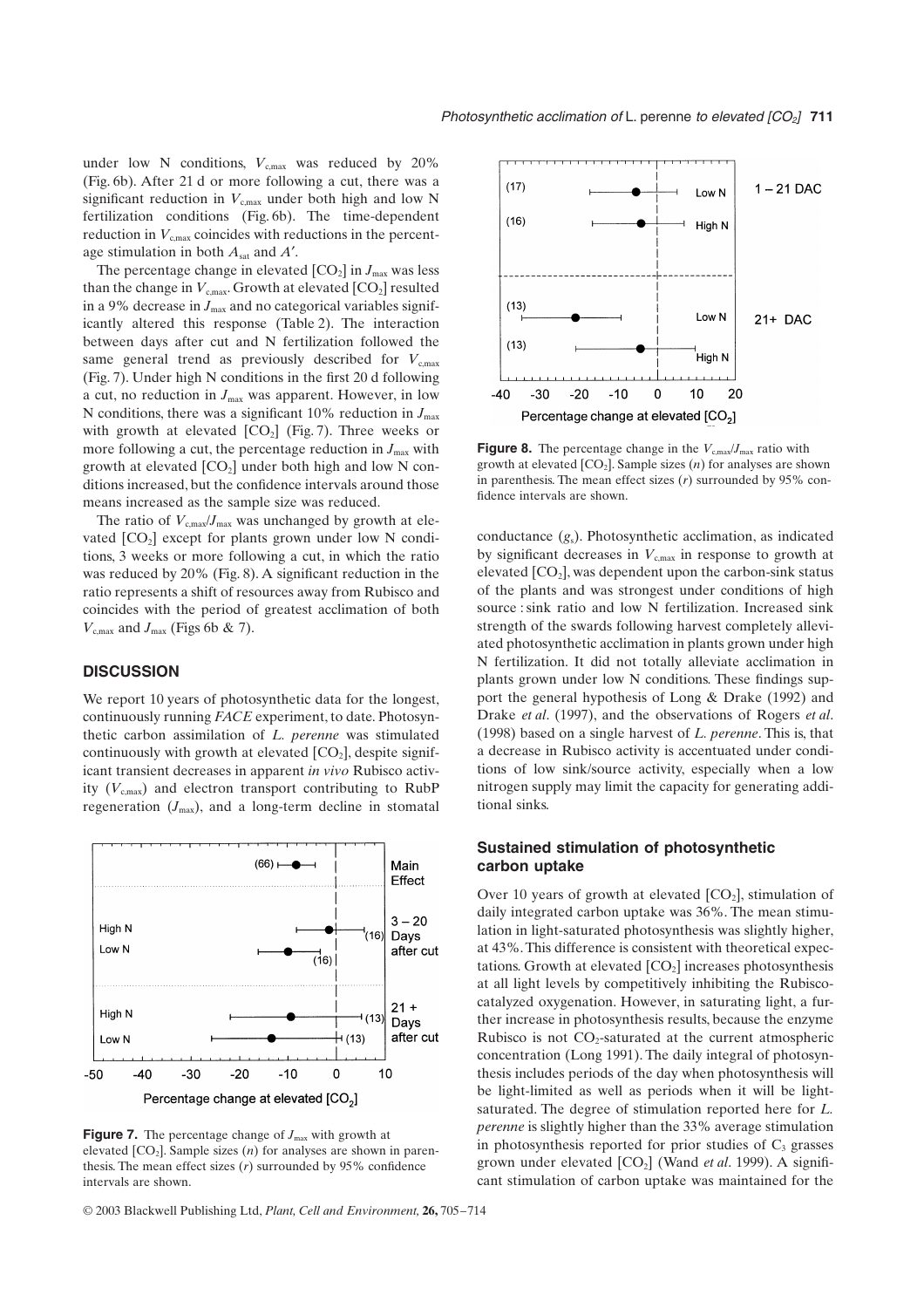under low N conditions, $V_{c,max}$ was reduced by 20% (Fig. 6b). After 21 d or more following a cut, there was a significant reduction in $V_{c,max}$ under both high and low N fertilization conditions (Fig. 6b). The time-dependent reduction in $V_{c,max}$ coincides with reductions in the percentage stimulation in both $A_{sat}$ and $A'$.

The percentage change in elevated [$CO_2$] in $J_{max}$ was less than the change in $V_{c,max}$. Growth at elevated [$CO_2$] resulted in a 9% decrease in $J_{max}$ and no categorical variables significantly altered this response (Table 2). The interaction between days after cut and N fertilization followed the same general trend as previously described for $V_{c,max}$ (Fig. 7). Under high N conditions in the first 20 d following a cut, no reduction in $J_{max}$ was apparent. However, in low N conditions, there was a significant 10% reduction in $J_{max}$ with growth at elevated [$CO_2$] (Fig. 7). Three weeks or more following a cut, the percentage reduction in $J_{max}$ with growth at elevated [$CO_2$] under both high and low N conditions increased, but the confidence intervals around those means increased as the sample size was reduced.

The ratio of $V_{c,max}/J_{max}$ was unchanged by growth at elevated [$CO_2$] except for plants grown under low N conditions, 3 weeks or more following a cut, in which the ratio was reduced by 20% (Fig. 8). A significant reduction in the ratio represents a shift of resources away from Rubisco and coincides with the period of greatest acclimation of both $V_{c,max}$ and $J_{max}$ (Figs 6b & 7).

## DISCUSSION

We report 10 years of photosynthetic data for the longest, continuously running *FACE* experiment, to date. Photosynthetic carbon assimilation of *L. perenne* was stimulated continuously with growth at elevated [$CO_2$], despite significant transient decreases in apparent *in vivo* Rubisco activity ($V_{c,max}$) and electron transport contributing to RubP regeneration ($J_{max}$), and a long-term decline in stomatal conductance ($g_s$). Photosynthetic acclimation, as indicated by significant decreases in $V_{c,max}$ in response to growth at elevated [$CO_2$], was dependent upon the carbon-sink status of the plants and was strongest under conditions of high source : sink ratio and low N fertilization. Increased sink strength of the swards following harvest completely alleviated photosynthetic acclimation in plants grown under high N fertilization. It did not totally alleviate acclimation in plants grown under low N conditions. These findings support the general hypothesis of Long & Drake (1992) and Drake *et al*. (1997), and the observations of Rogers *et al*. (1998) based on a single harvest of *L. perenne*. This is, that a decrease in Rubisco activity is accentuated under conditions of low sink/source activity, especially when a low nitrogen supply may limit the capacity for generating additional sinks.

**Figure 7.** The percentage change of $J_{max}$ with growth at elevated [$CO_2$]. Sample sizes ($n$) for analyses are shown in parenthesis. The mean effect sizes ($r$) surrounded by 95% confidence intervals are shown.

**Figure 8.** The percentage change in the $V_{c,max}/J_{max}$ ratio with growth at elevated [$CO_2$]. Sample sizes ($n$) for analyses are shown in parenthesis. The mean effect sizes ($r$) surrounded by 95% confidence intervals are shown.

### Sustained stimulation of photosynthetic carbon uptake

Over 10 years of growth at elevated [$CO_2$], stimulation of daily integrated carbon uptake was 36%. The mean stimulation in light-saturated photosynthesis was slightly higher, at 43%. This difference is consistent with theoretical expectations. Growth at elevated [$CO_2$] increases photosynthesis at all light levels by competitively inhibiting the Rubisco-catalyzed oxygenation. However, in saturating light, a further increase in photosynthesis results, because the enzyme Rubisco is not $CO_2$-saturated at the current atmospheric concentration (Long 1991). The daily integral of photosynthesis includes periods of the day when photosynthesis will be light-limited as well as periods when it will be light-saturated. The degree of stimulation reported here for *L. perenne* is slightly higher than the 33% average stimulation in photosynthesis reported for prior studies of $C_3$ grasses grown under elevated [$CO_2$] (Wand *et al*. 1999). A significant stimulation of carbon uptake was maintained for the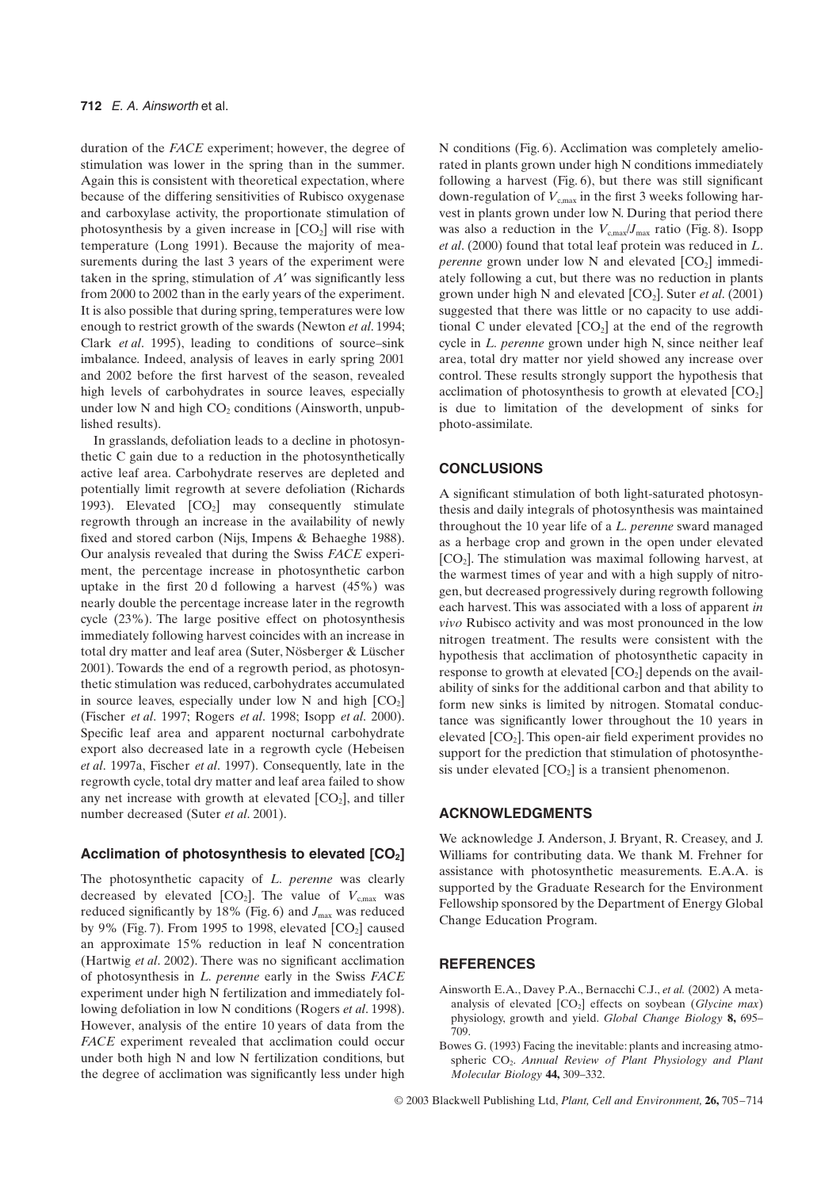duration of the *FACE* experiment; however, the degree of stimulation was lower in the spring than in the summer. Again this is consistent with theoretical expectation, where because of the differing sensitivities of Rubisco oxygenase and carboxylase activity, the proportionate stimulation of photosynthesis by a given increase in [$CO_2$] will rise with temperature (Long 1991). Because the majority of measurements during the last 3 years of the experiment were taken in the spring, stimulation of $A'$ was significantly less from 2000 to 2002 than in the early years of the experiment. It is also possible that during spring, temperatures were low enough to restrict growth of the swards (Newton *et al*. 1994; Clark *et al*. 1995), leading to conditions of source–sink imbalance. Indeed, analysis of leaves in early spring 2001 and 2002 before the first harvest of the season, revealed high levels of carbohydrates in source leaves, especially under low N and high $CO_2$ conditions (Ainsworth, unpublished results).

In grasslands, defoliation leads to a decline in photosynthetic C gain due to a reduction in the photosynthetically active leaf area. Carbohydrate reserves are depleted and potentially limit regrowth at severe defoliation (Richards 1993). Elevated [$CO_2$] may consequently stimulate regrowth through an increase in the availability of newly fixed and stored carbon (Nijs, Impens & Behaeghe 1988). Our analysis revealed that during the Swiss *FACE* experiment, the percentage increase in photosynthetic carbon uptake in the first 20 d following a harvest (45%) was nearly double the percentage increase later in the regrowth cycle (23%). The large positive effect on photosynthesis immediately following harvest coincides with an increase in total dry matter and leaf area (Suter, Nösberger & Lüscher 2001). Towards the end of a regrowth period, as photosynthetic stimulation was reduced, carbohydrates accumulated in source leaves, especially under low N and high [$CO_2$] (Fischer *et al*. 1997; Rogers *et al*. 1998; Isopp *et al*. 2000). Specific leaf area and apparent nocturnal carbohydrate export also decreased late in a regrowth cycle (Hebeisen *et al*. 1997a, Fischer *et al*. 1997). Consequently, late in the regrowth cycle, total dry matter and leaf area failed to show any net increase with growth at elevated [$CO_2$], and tiller number decreased (Suter *et al*. 2001).

### Acclimation of photosynthesis to elevated [$CO_2$]

The photosynthetic capacity of *L. perenne* was clearly decreased by elevated [$CO_2$]. The value of $V_{c,max}$ was reduced significantly by 18% (Fig. 6) and $J_{max}$ was reduced by 9% (Fig. 7). From 1995 to 1998, elevated [$CO_2$] caused an approximate 15% reduction in leaf N concentration (Hartwig *et al*. 2002). There was no significant acclimation of photosynthesis in *L. perenne* early in the Swiss *FACE* experiment under high N fertilization and immediately following defoliation in low N conditions (Rogers *et al*. 1998). However, analysis of the entire 10 years of data from the *FACE* experiment revealed that acclimation could occur under both high N and low N fertilization conditions, but the degree of acclimation was significantly less under high N conditions (Fig. 6). Acclimation was completely ameliorated in plants grown under high N conditions immediately following a harvest (Fig. 6), but there was still significant down-regulation of $V_{c,max}$ in the first 3 weeks following harvest in plants grown under low N. During that period there was also a reduction in the $V_{c,max}/J_{max}$ ratio (Fig. 8). Isopp *et al*. (2000) found that total leaf protein was reduced in *L. perenne* grown under low N and elevated [$CO_2$] immediately following a cut, but there was no reduction in plants grown under high N and elevated [$CO_2$]. Suter *et al*. (2001) suggested that there was little or no capacity to use additional C under elevated [$CO_2$] at the end of the regrowth cycle in *L. perenne* grown under high N, since neither leaf area, total dry matter nor yield showed any increase over control. These results strongly support the hypothesis that acclimation of photosynthesis to growth at elevated [$CO_2$] is due to limitation of the development of sinks for photo-assimilate.

## CONCLUSIONS

A significant stimulation of both light-saturated photosynthesis and daily integrals of photosynthesis was maintained throughout the 10 year life of a *L. perenne* sward managed as a herbage crop and grown in the open under elevated [$CO_2$]. The stimulation was maximal following harvest, at the warmest times of year and with a high supply of nitrogen, but decreased progressively during regrowth following each harvest. This was associated with a loss of apparent *in vivo* Rubisco activity and was most pronounced in the low nitrogen treatment. The results were consistent with the hypothesis that acclimation of photosynthetic capacity in response to growth at elevated [$CO_2$] depends on the availability of sinks for the additional carbon and that ability to form new sinks is limited by nitrogen. Stomatal conductance was significantly lower throughout the 10 years in elevated [$CO_2$]. This open-air field experiment provides no support for the prediction that stimulation of photosynthesis under elevated [$CO_2$] is a transient phenomenon.

## ACKNOWLEDGMENTS

We acknowledge J. Anderson, J. Bryant, R. Creasey, and J. Williams for contributing data. We thank M. Frehner for assistance with photosynthetic measurements. E.A.A. is supported by the Graduate Research for the Environment Fellowship sponsored by the Department of Energy Global Change Education Program.

## REFERENCES

Ainsworth E.A., Davey P.A., Bernacchi C.J., *et al.* (2002) A meta-analysis of elevated [$CO_2$] effects on soybean (*Glycine max*) physiology, growth and yield. *Global Change Biology* **8,** 695–709.

Bowes G. (1993) Facing the inevitable: plants and increasing atmospheric $CO_2$. *Annual Review of Plant Physiology and Plant Molecular Biology* **44,** 309–332.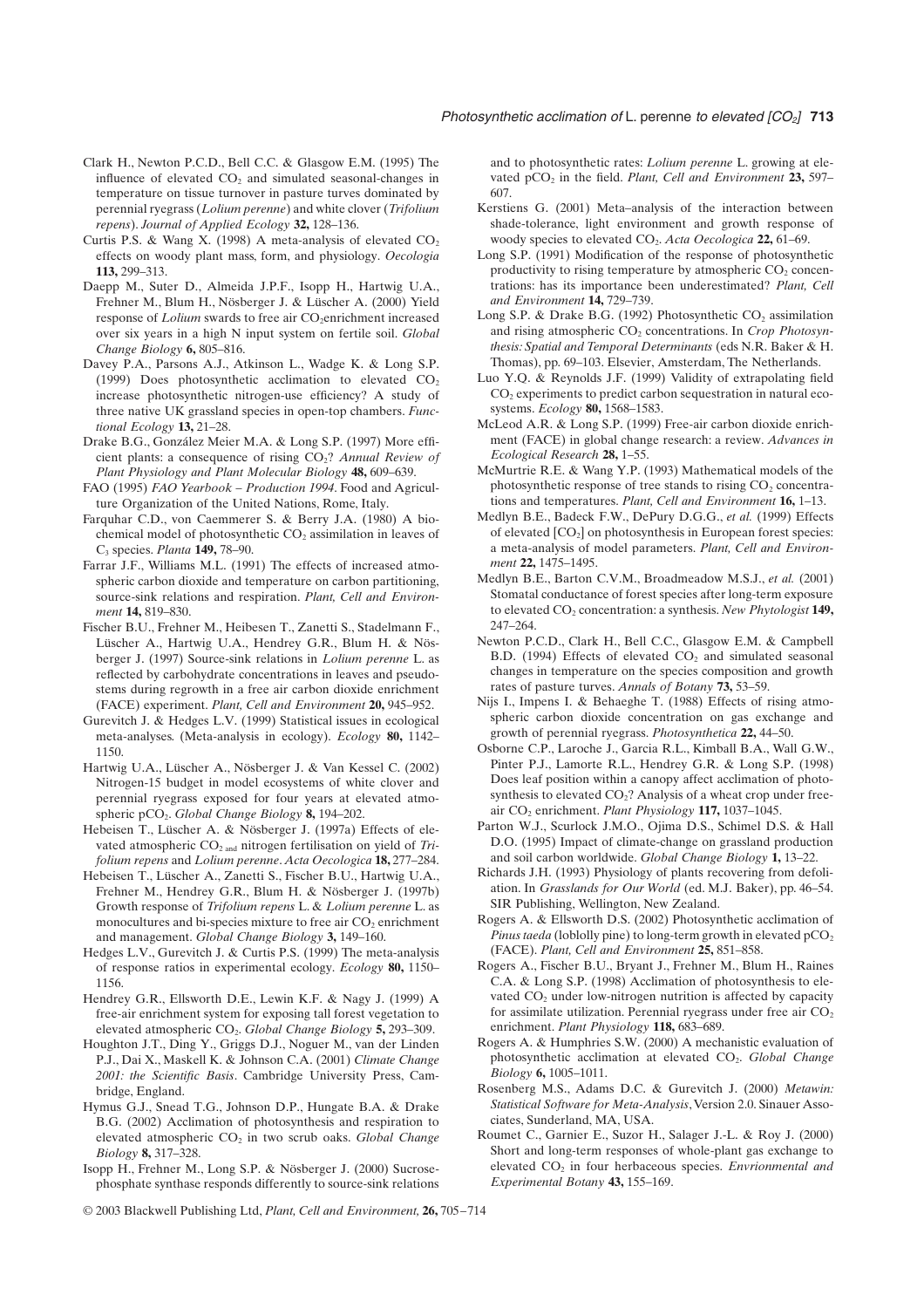Clark H., Newton P.C.D., Bell C.C. & Glasgow E.M. (1995) The influence of elevated $CO_2$ and simulated seasonal-changes in temperature on tissue turnover in pasture turves dominated by perennial ryegrass (*Lolium perenne*) and white clover (*Trifolium repens*). *Journal of Applied Ecology* **32,** 128–136.

Curtis P.S. & Wang X. (1998) A meta-analysis of elevated $CO_2$ effects on woody plant mass, form, and physiology. *Oecologia* **113,** 299–313.

Daepp M., Suter D., Almeida J.P.F., Isopp H., Hartwig U.A., Frehner M., Blum H., Nösberger J. & Lüscher A. (2000) Yield response of *Lolium* swards to free air $CO_2$enrichment increased over six years in a high N input system on fertile soil. *Global Change Biology* **6,** 805–816.

Davey P.A., Parsons A.J., Atkinson L., Wadge K. & Long S.P. (1999) Does photosynthetic acclimation to elevated $CO_2$ increase photosynthetic nitrogen-use efficiency? A study of three native UK grassland species in open-top chambers. *Functional Ecology* **13,** 21–28.

Drake B.G., González Meier M.A. & Long S.P. (1997) More efficient plants: a consequence of rising $CO_2$? *Annual Review of Plant Physiology and Plant Molecular Biology* **48,** 609–639.

FAO (1995) *FAO Yearbook – Production 1994*. Food and Agriculture Organization of the United Nations, Rome, Italy.

Farquhar C.D., von Caemmerer S. & Berry J.A. (1980) A biochemical model of photosynthetic $CO_2$ assimilation in leaves of $C_3$ species. *Planta* **149,** 78–90.

Farrar J.F., Williams M.L. (1991) The effects of increased atmospheric carbon dioxide and temperature on carbon partitioning, source-sink relations and respiration. *Plant, Cell and Environment* **14,** 819–830.

Fischer B.U., Frehner M., Heibesen T., Zanetti S., Stadelmann F., Lüscher A., Hartwig U.A., Hendrey G.R., Blum H. & Nösberger J. (1997) Source-sink relations in *Lolium perenne* L. as reflected by carbohydrate concentrations in leaves and pseudostems during regrowth in a free air carbon dioxide enrichment (FACE) experiment. *Plant, Cell and Environment* **20,** 945–952.

Gurevitch J. & Hedges L.V. (1999) Statistical issues in ecological meta-analyses. (Meta-analysis in ecology). *Ecology* **80,** 1142–1150.

Hartwig U.A., Lüscher A., Nösberger J. & Van Kessel C. (2002) Nitrogen-15 budget in model ecosystems of white clover and perennial ryegrass exposed for four years at elevated atmospheric $pCO_2$. *Global Change Biology* **8,** 194–202.

Hebeisen T., Lüscher A. & Nösberger J. (1997a) Effects of elevated atmospheric $CO_2$ and nitrogen fertilisation on yield of *Trifolium repens* and *Lolium perenne*. *Acta Oecologica* **18,** 277–284.

Hebeisen T., Lüscher A., Zanetti S., Fischer B.U., Hartwig U.A., Frehner M., Hendrey G.R., Blum H. & Nösberger J. (1997b) Growth response of *Trifolium repens* L. & *Lolium perenne* L. as monocultures and bi-species mixture to free air $CO_2$ enrichment and management. *Global Change Biology* **3,** 149–160.

Hedges L.V., Gurevitch J. & Curtis P.S. (1999) The meta-analysis of response ratios in experimental ecology. *Ecology* **80,** 1150–1156.

Hendrey G.R., Ellsworth D.E., Lewin K.F. & Nagy J. (1999) A free-air enrichment system for exposing tall forest vegetation to elevated atmospheric $CO_2$. *Global Change Biology* **5,** 293–309.

Houghton J.T., Ding Y., Griggs D.J., Noguer M., van der Linden P.J., Dai X., Maskell K. & Johnson C.A. (2001) *Climate Change 2001: the Scientific Basis*. Cambridge University Press, Cambridge, England.

Hymus G.J., Snead T.G., Johnson D.P., Hungate B.A. & Drake B.G. (2002) Acclimation of photosynthesis and respiration to elevated atmospheric $CO_2$ in two scrub oaks. *Global Change Biology* **8,** 317–328.

Isopp H., Frehner M., Long S.P. & Nösberger J. (2000) Sucrose-phosphate synthase responds differently to source-sink relations and to photosynthetic rates: *Lolium perenne* L. growing at elevated $pCO_2$ in the field. *Plant, Cell and Environment* **23,** 597–607.

Kerstiens G. (2001) Meta–analysis of the interaction between shade-tolerance, light environment and growth response of woody species to elevated $CO_2$. *Acta Oecologica* **22,** 61–69.

Long S.P. (1991) Modification of the response of photosynthetic productivity to rising temperature by atmospheric $CO_2$ concentrations: has its importance been underestimated? *Plant, Cell and Environment* **14,** 729–739.

Long S.P. & Drake B.G. (1992) Photosynthetic $CO_2$ assimilation and rising atmospheric $CO_2$ concentrations. In *Crop Photosynthesis: Spatial and Temporal Determinants* (eds N.R. Baker & H. Thomas), pp. 69–103. Elsevier, Amsterdam, The Netherlands.

Luo Y.Q. & Reynolds J.F. (1999) Validity of extrapolating field $CO_2$ experiments to predict carbon sequestration in natural ecosystems. *Ecology* **80,** 1568–1583.

McLeod A.R. & Long S.P. (1999) Free-air carbon dioxide enrichment (FACE) in global change research: a review. *Advances in Ecological Research* **28,** 1–55.

McMurtrie R.E. & Wang Y.P. (1993) Mathematical models of the photosynthetic response of tree stands to rising $CO_2$ concentrations and temperatures. *Plant, Cell and Environment* **16,** 1–13.

Medlyn B.E., Badeck F.W., DePury D.G.G., *et al.* (1999) Effects of elevated $[CO_2]$ on photosynthesis in European forest species: a meta-analysis of model parameters. *Plant, Cell and Environment* **22,** 1475–1495.

Medlyn B.E., Barton C.V.M., Broadmeadow M.S.J., *et al.* (2001) Stomatal conductance of forest species after long-term exposure to elevated $CO_2$ concentration: a synthesis. *New Phytologist* **149,** 247–264.

Newton P.C.D., Clark H., Bell C.C., Glasgow E.M. & Campbell B.D. (1994) Effects of elevated $CO_2$ and simulated seasonal changes in temperature on the species composition and growth rates of pasture turves. *Annals of Botany* **73,** 53–59.

Nijs I., Impens I. & Behaeghe T. (1988) Effects of rising atmospheric carbon dioxide concentration on gas exchange and growth of perennial ryegrass. *Photosynthetica* **22,** 44–50.

Osborne C.P., Laroche J., Garcia R.L., Kimball B.A., Wall G.W., Pinter P.J., Lamorte R.L., Hendrey G.R. & Long S.P. (1998) Does leaf position within a canopy affect acclimation of photosynthesis to elevated $CO_2$? Analysis of a wheat crop under free-air $CO_2$ enrichment. *Plant Physiology* **117,** 1037–1045.

Parton W.J., Scurlock J.M.O., Ojima D.S., Schimel D.S. & Hall D.O. (1995) Impact of climate-change on grassland production and soil carbon worldwide. *Global Change Biology* **1,** 13–22.

Richards J.H. (1993) Physiology of plants recovering from defoliation. In *Grasslands for Our World* (ed. M.J. Baker), pp. 46–54. SIR Publishing, Wellington, New Zealand.

Rogers A. & Ellsworth D.S. (2002) Photosynthetic acclimation of *Pinus taeda* (loblolly pine) to long-term growth in elevated $pCO_2$ (FACE). *Plant, Cell and Environment* **25,** 851–858.

Rogers A., Fischer B.U., Bryant J., Frehner M., Blum H., Raines C.A. & Long S.P. (1998) Acclimation of photosynthesis to elevated $CO_2$ under low-nitrogen nutrition is affected by capacity for assimilate utilization. Perennial ryegrass under free air $CO_2$ enrichment. *Plant Physiology* **118,** 683–689.

Rogers A. & Humphries S.W. (2000) A mechanistic evaluation of photosynthetic acclimation at elevated $CO_2$. *Global Change Biology* **6,** 1005–1011.

Rosenberg M.S., Adams D.C. & Gurevitch J. (2000) *Metawin: Statistical Software for Meta-Analysis*, Version 2.0. Sinauer Associates, Sunderland, MA, USA.

Roumet C., Garnier E., Suzor H., Salager J.-L. & Roy J. (2000) Short and long-term responses of whole-plant gas exchange to elevated $CO_2$ in four herbaceous species. *Envrionmental and Experimental Botany* **43,** 155–169.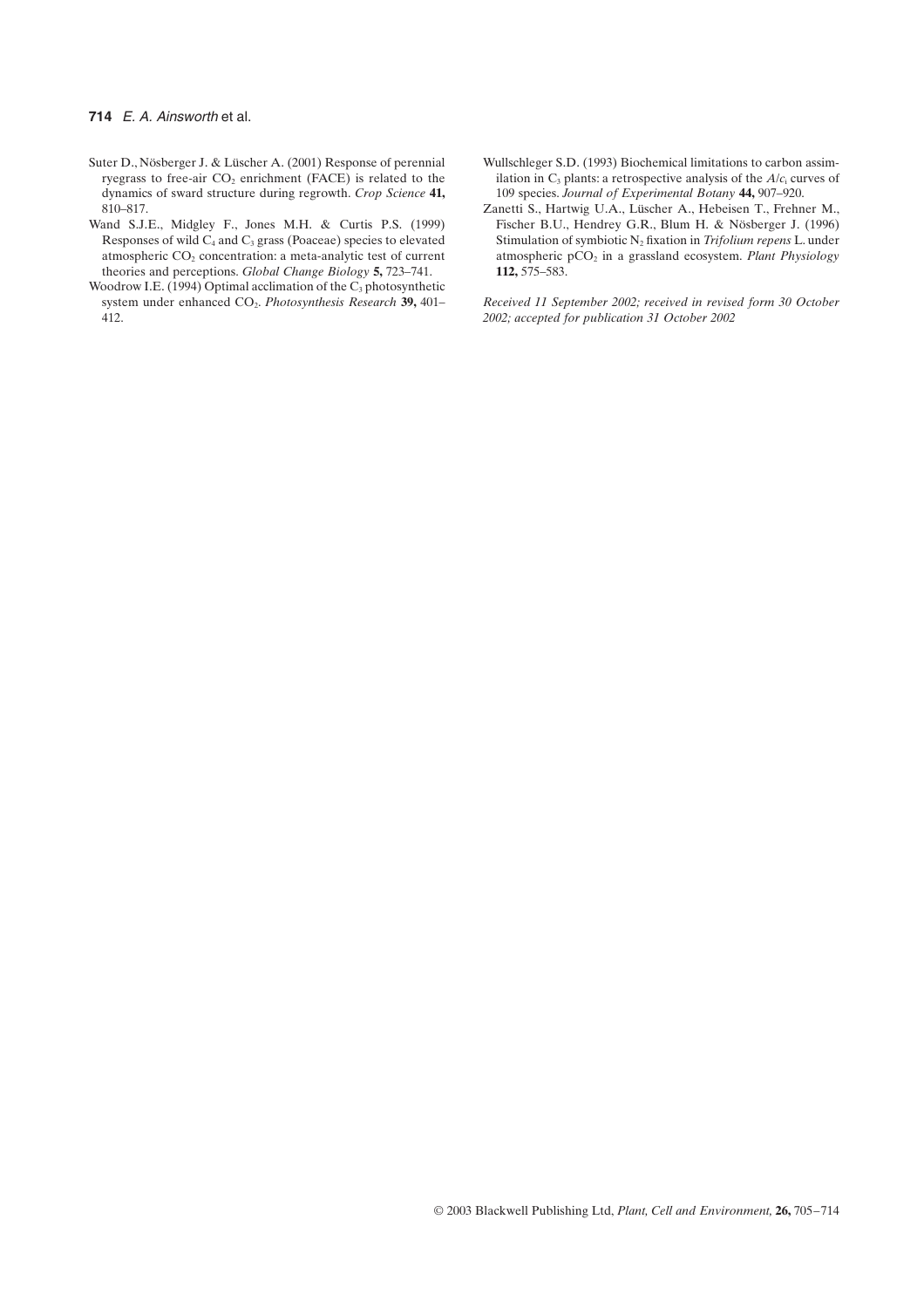Suter D., Nösberger J. & Lüscher A. (2001) Response of perennial ryegrass to free-air $CO_2$ enrichment (FACE) is related to the dynamics of sward structure during regrowth. *Crop Science* **41,** 810–817.

Wand S.J.E., Midgley F., Jones M.H. & Curtis P.S. (1999) Responses of wild $C_4$ and $C_3$ grass (Poaceae) species to elevated atmospheric $CO_2$ concentration: a meta-analytic test of current theories and perceptions. *Global Change Biology* **5,** 723–741.

Woodrow I.E. (1994) Optimal acclimation of the $C_3$ photosynthetic system under enhanced $CO_2$. *Photosynthesis Research* **39,** 401–412.

Wullschleger S.D. (1993) Biochemical limitations to carbon assimilation in $C_3$ plants: a retrospective analysis of the $A/c_i$ curves of 109 species. *Journal of Experimental Botany* **44,** 907–920.

Zanetti S., Hartwig U.A., Lüscher A., Hebeisen T., Frehner M., Fischer B.U., Hendrey G.R., Blum H. & Nösberger J. (1996) Stimulation of symbiotic $N_2$ fixation in *Trifolium repens* L. under atmospheric $pCO_2$ in a grassland ecosystem. *Plant Physiology* **112,** 575–583.

*Received 11 September 2002; received in revised form 30 October 2002; accepted for publication 31 October 2002*